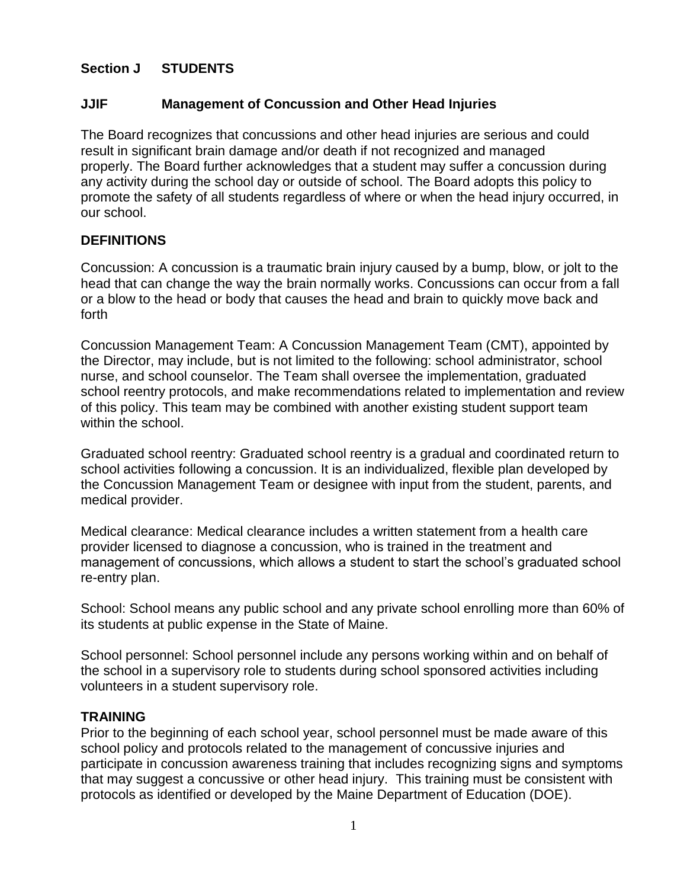## Section J STUDENTS

### JJIF Management of Concussion and Other Head Injuries

The Board recognizes that concussions and other head injuries are serious and could result in significant brain damage and/or death if not recognized and managed properly. The Board further acknowledges that a student may suffer a concussion during any activity during the school day or outside of school. The Board adopts this policy to promote the safety of all students regardless of where or when the head injury occurred, in our school.

**DEFINITIONS**

Concussion: A concussion is a traumatic brain injury caused by a bump, blow, or jolt to the head that can change the way the brain normally works. Concussions can occur from a fall or a blow to the head or body that causes the head and brain to quickly move back and forth

Concussion Management Team: A Concussion Management Team (CMT), appointed by the Director, may include, but is not limited to the following: school administrator, school nurse, and school counselor. The Team shall oversee the implementation, graduated school reentry protocols, and make recommendations related to implementation and review of this policy. This team may be combined with another existing student support team within the school.

Graduated school reentry: Graduated school reentry is a gradual and coordinated return to school activities following a concussion. It is an individualized, flexible plan developed by the Concussion Management Team or designee with input from the student, parents, and medical provider.

Medical clearance: Medical clearance includes a written statement from a health care provider licensed to diagnose a concussion, who is trained in the treatment and management of concussions, which allows a student to start the school's graduated school re-entry plan.

School: School means any public school and any private school enrolling more than 60% of its students at public expense in the State of Maine.

School personnel: School personnel include any persons working within and on behalf of the school in a supervisory role to students during school sponsored activities including volunteers in a student supervisory role.

**TRAINING**

Prior to the beginning of each school year, school personnel must be made aware of this school policy and protocols related to the management of concussive injuries and participate in concussion awareness training that includes recognizing signs and symptoms that may suggest a concussive or other head injury. This training must be consistent with protocols as identified or developed by the Maine Department of Education (DOE).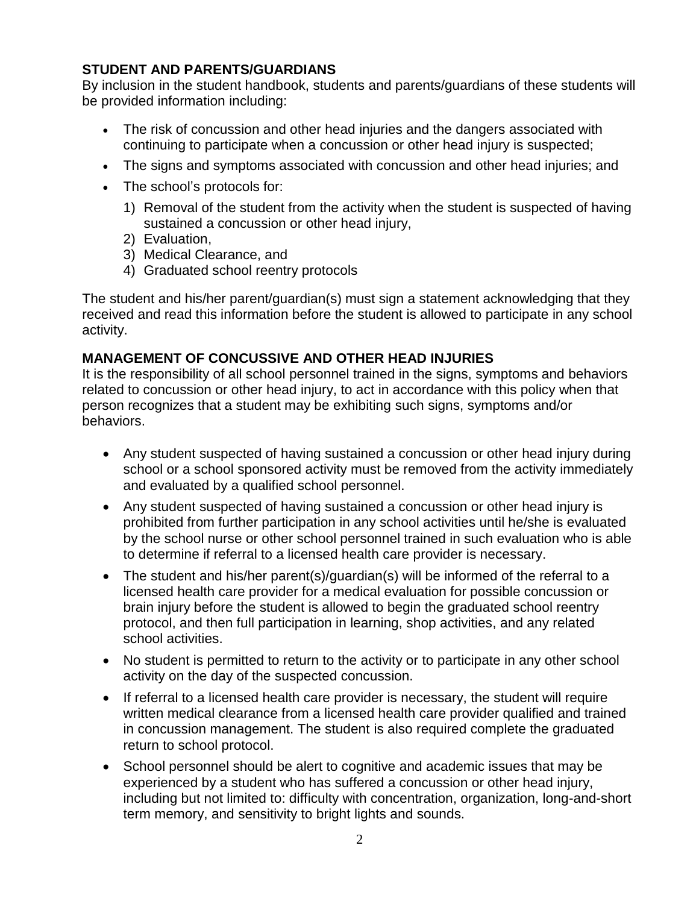## STUDENT AND PARENTS/GUARDIANS

By inclusion in the student handbook, students and parents/guardians of these students will be provided information including:

- The risk of concussion and other head injuries and the dangers associated with continuing to participate when a concussion or other head injury is suspected;
- The signs and symptoms associated with concussion and other head injuries; and
- The school's protocols for:
  1) Removal of the student from the activity when the student is suspected of having sustained a concussion or other head injury,
  2) Evaluation,
  3) Medical Clearance, and
  4) Graduated school reentry protocols

The student and his/her parent/guardian(s) must sign a statement acknowledging that they received and read this information before the student is allowed to participate in any school activity.

## MANAGEMENT OF CONCUSSIVE AND OTHER HEAD INJURIES

It is the responsibility of all school personnel trained in the signs, symptoms and behaviors related to concussion or other head injury, to act in accordance with this policy when that person recognizes that a student may be exhibiting such signs, symptoms and/or behaviors.

- Any student suspected of having sustained a concussion or other head injury during school or a school sponsored activity must be removed from the activity immediately and evaluated by a qualified school personnel.
- Any student suspected of having sustained a concussion or other head injury is prohibited from further participation in any school activities until he/she is evaluated by the school nurse or other school personnel trained in such evaluation who is able to determine if referral to a licensed health care provider is necessary.
- The student and his/her parent(s)/guardian(s) will be informed of the referral to a licensed health care provider for a medical evaluation for possible concussion or brain injury before the student is allowed to begin the graduated school reentry protocol, and then full participation in learning, shop activities, and any related school activities.
- No student is permitted to return to the activity or to participate in any other school activity on the day of the suspected concussion.
- If referral to a licensed health care provider is necessary, the student will require written medical clearance from a licensed health care provider qualified and trained in concussion management. The student is also required complete the graduated return to school protocol.
- School personnel should be alert to cognitive and academic issues that may be experienced by a student who has suffered a concussion or other head injury, including but not limited to: difficulty with concentration, organization, long-and-short term memory, and sensitivity to bright lights and sounds.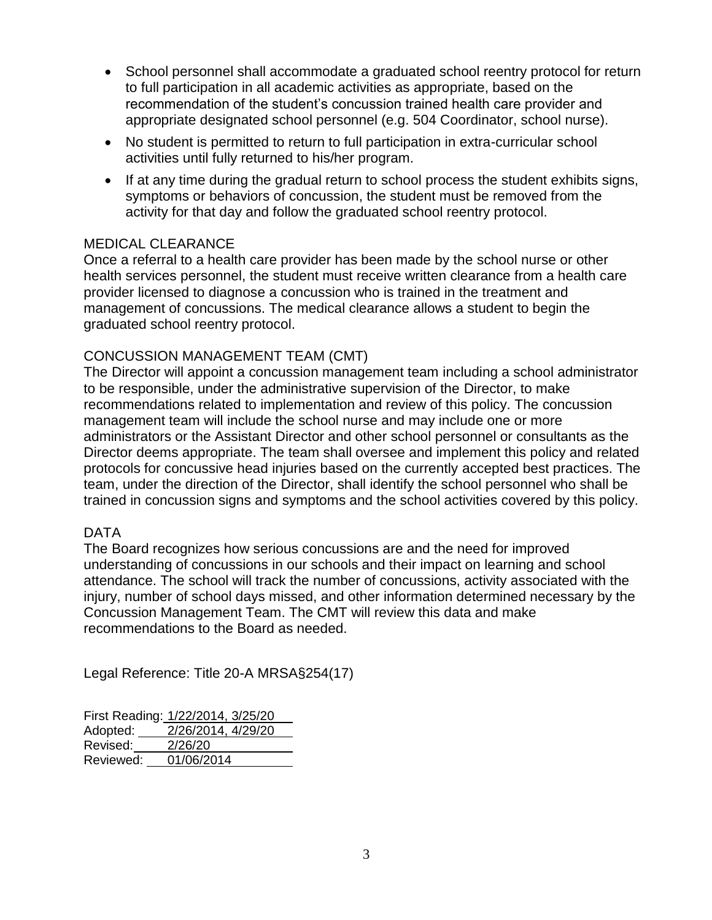- School personnel shall accommodate a graduated school reentry protocol for return to full participation in all academic activities as appropriate, based on the recommendation of the student's concussion trained health care provider and appropriate designated school personnel (e.g. 504 Coordinator, school nurse).
- No student is permitted to return to full participation in extra-curricular school activities until fully returned to his/her program.
- If at any time during the gradual return to school process the student exhibits signs, symptoms or behaviors of concussion, the student must be removed from the activity for that day and follow the graduated school reentry protocol.

## MEDICAL CLEARANCE

Once a referral to a health care provider has been made by the school nurse or other health services personnel, the student must receive written clearance from a health care provider licensed to diagnose a concussion who is trained in the treatment and management of concussions. The medical clearance allows a student to begin the graduated school reentry protocol.

## CONCUSSION MANAGEMENT TEAM (CMT)

The Director will appoint a concussion management team including a school administrator to be responsible, under the administrative supervision of the Director, to make recommendations related to implementation and review of this policy. The concussion management team will include the school nurse and may include one or more administrators or the Assistant Director and other school personnel or consultants as the Director deems appropriate. The team shall oversee and implement this policy and related protocols for concussive head injuries based on the currently accepted best practices. The team, under the direction of the Director, shall identify the school personnel who shall be trained in concussion signs and symptoms and the school activities covered by this policy.

## DATA

The Board recognizes how serious concussions are and the need for improved understanding of concussions in our schools and their impact on learning and school attendance. The school will track the number of concussions, activity associated with the injury, number of school days missed, and other information determined necessary by the Concussion Management Team. The CMT will review this data and make recommendations to the Board as needed.

Legal Reference: Title 20-A MRSA§254(17)

First Reading: 1/22/2014, 3/25/20
Adopted: 2/26/2014, 4/29/20
Revised: 2/26/20
Reviewed: 01/06/2014